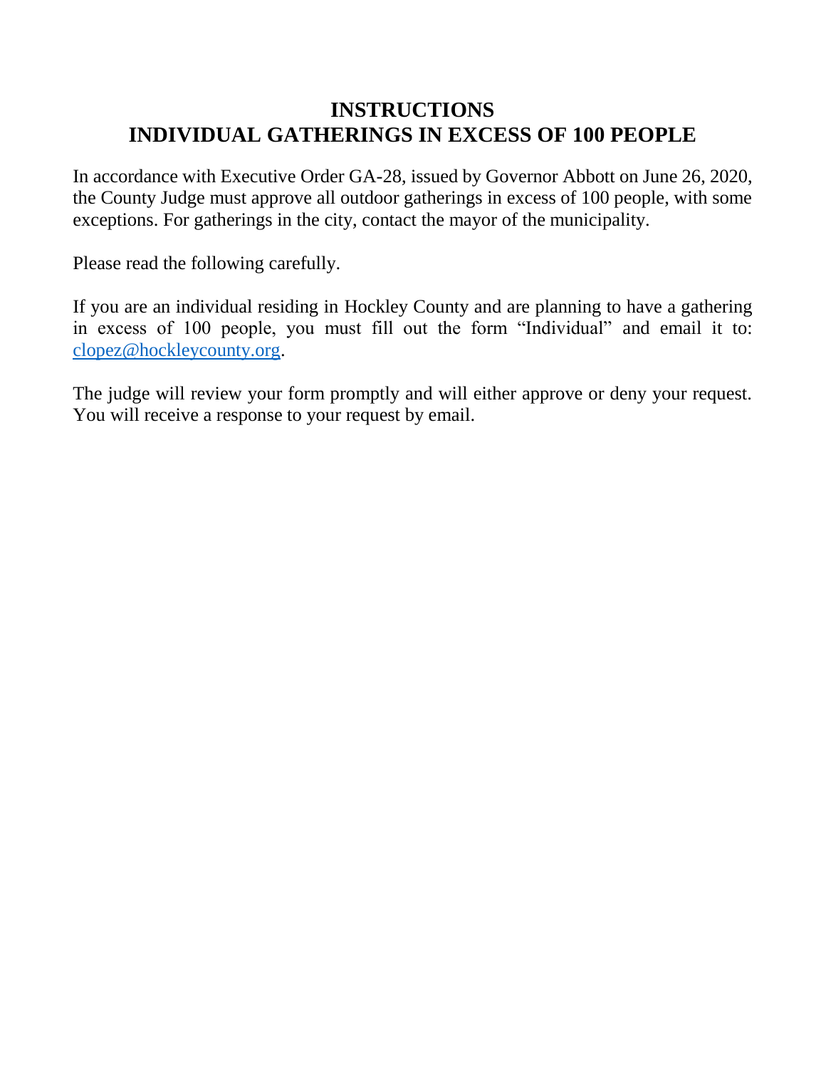# INSTRUCTIONS
# INDIVIDUAL GATHERINGS IN EXCESS OF 100 PEOPLE

In accordance with Executive Order GA-28, issued by Governor Abbott on June 26, 2020, the County Judge must approve all outdoor gatherings in excess of 100 people, with some exceptions. For gatherings in the city, contact the mayor of the municipality.

Please read the following carefully.

If you are an individual residing in Hockley County and are planning to have a gathering in excess of 100 people, you must fill out the form "Individual" and email it to: clopez@hockleycounty.org.

The judge will review your form promptly and will either approve or deny your request. You will receive a response to your request by email.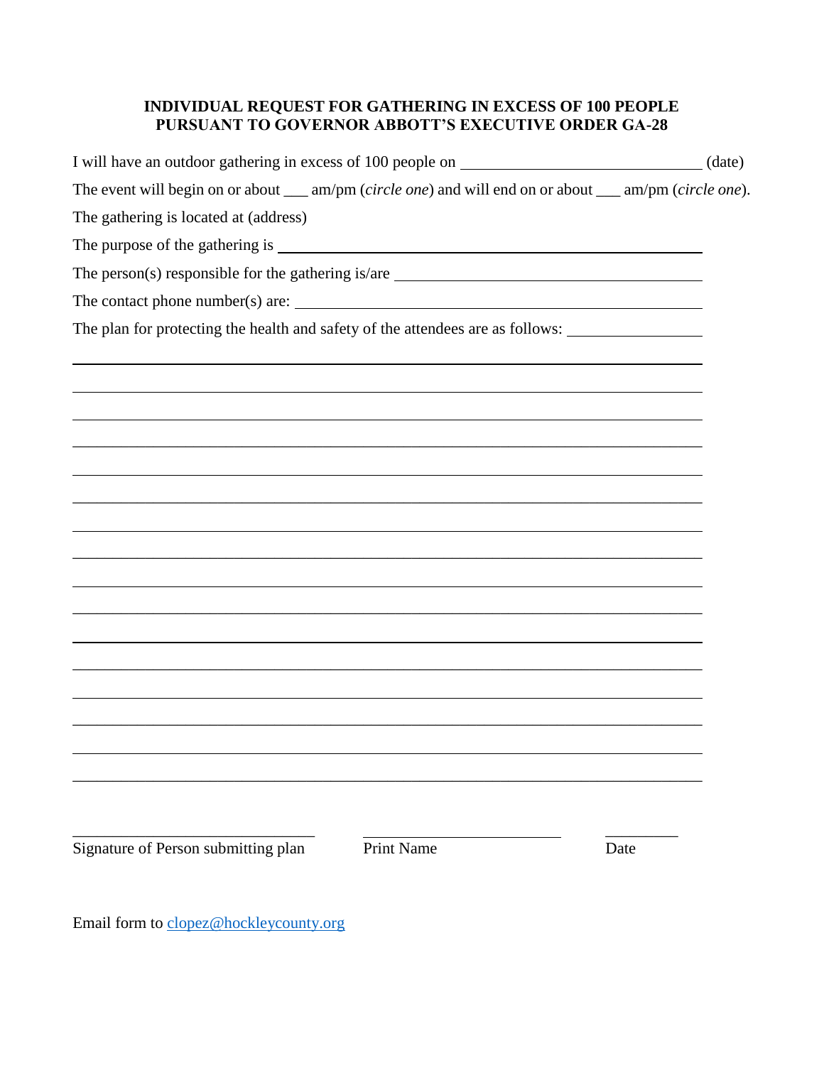**INDIVIDUAL REQUEST FOR GATHERING IN EXCESS OF 100 PEOPLE PURSUANT TO GOVERNOR ABBOTT'S EXECUTIVE ORDER GA-28**

I will have an outdoor gathering in excess of 100 people on ______________________________ (date)

The event will begin on or about ___ am/pm (*circle one*) and will end on or about ___ am/pm (*circle one*).

The gathering is located at (address)

The purpose of the gathering is ______________________________________________

The person(s) responsible for the gathering is/are ____________________________________

The contact phone number(s) are: ______________________________________________

The plan for protecting the health and safety of the attendees are as follows: ________________

________________________________________________________________________________

________________________________________________________________________________

________________________________________________________________________________

________________________________________________________________________________

________________________________________________________________________________

________________________________________________________________________________

________________________________________________________________________________

________________________________________________________________________________

________________________________________________________________________________

________________________________________________________________________________

________________________________________________________________________________

________________________________________________________________________________

________________________________________________________________________________

________________________________________________________________________________

________________________________________________________________________________

________________________________________________________________________________

_______________________________ _________________________ _________

Signature of Person submitting plan Print Name Date

Email form to clopez@hockleycounty.org